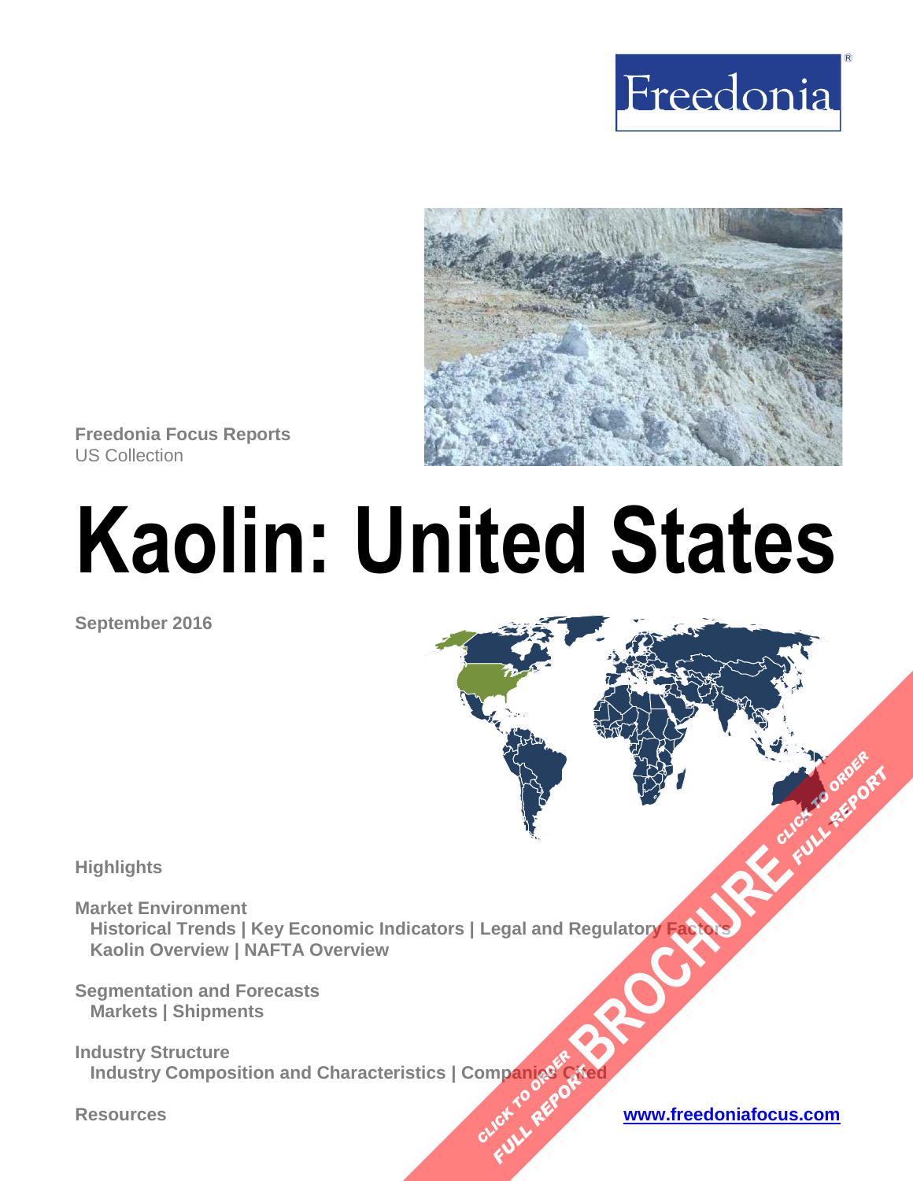Freedonia

Freedonia Focus Reports
US Collection

# Kaolin: United States

September 2016

**Highlights**

**Market Environment**
**Historical Trends | Key Economic Indicators | Legal and Regulatory Factors**
**Kaolin Overview | NAFTA Overview**

**Segmentation and Forecasts**
**Markets | Shipments**

**Industry Structure**
**Industry Composition and Characteristics | Companies Cited**

**Resources**

www.freedoniafocus.com

CLICK TO ORDER FULL REPORT BROCHURE CLICK TO ORDER FULL REPORT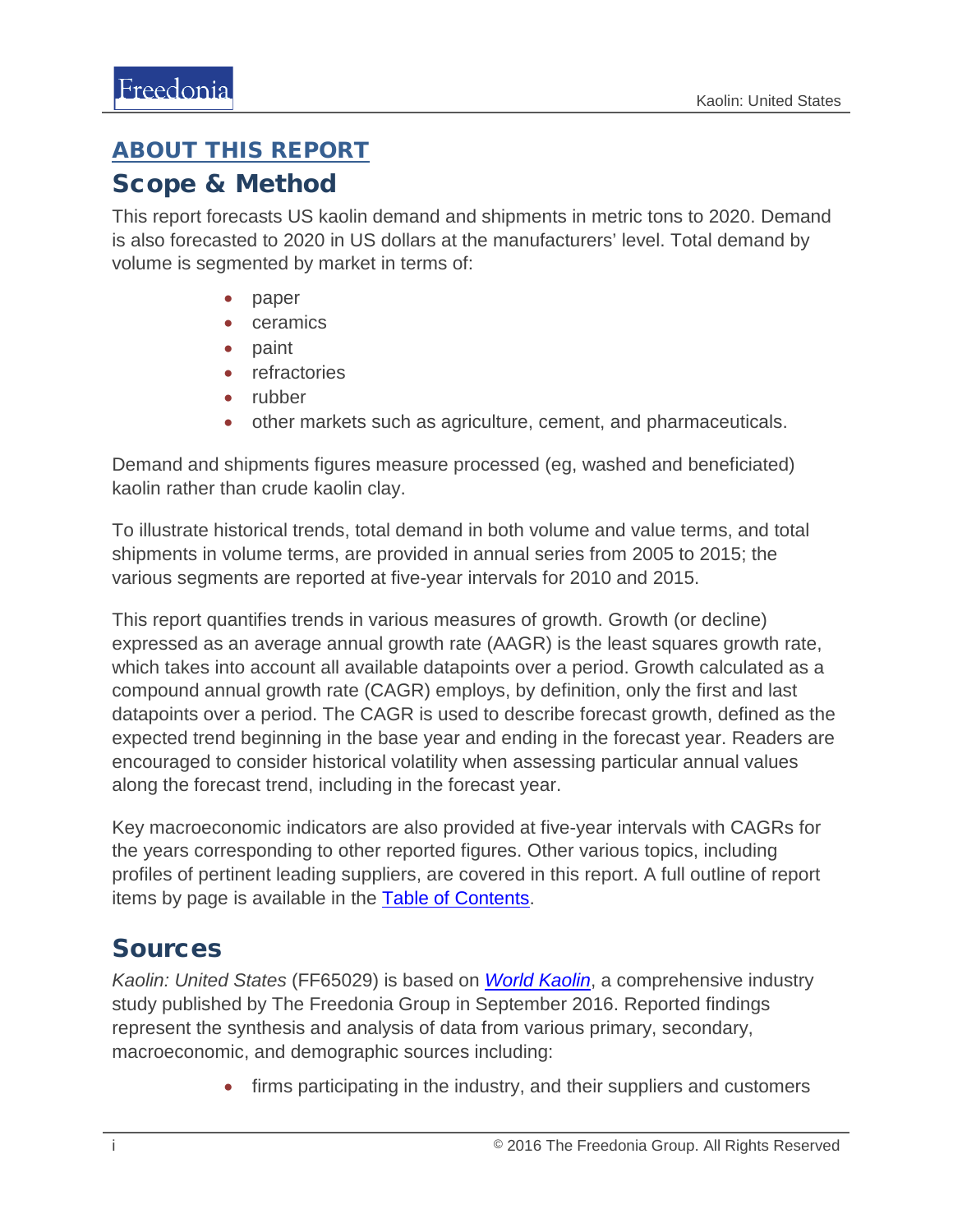## ABOUT THIS REPORT

## Scope & Method

This report forecasts US kaolin demand and shipments in metric tons to 2020. Demand is also forecasted to 2020 in US dollars at the manufacturers' level. Total demand by volume is segmented by market in terms of:

- paper
- ceramics
- paint
- refractories
- rubber
- other markets such as agriculture, cement, and pharmaceuticals.

Demand and shipments figures measure processed (eg, washed and beneficiated) kaolin rather than crude kaolin clay.

To illustrate historical trends, total demand in both volume and value terms, and total shipments in volume terms, are provided in annual series from 2005 to 2015; the various segments are reported at five-year intervals for 2010 and 2015.

This report quantifies trends in various measures of growth. Growth (or decline) expressed as an average annual growth rate (AAGR) is the least squares growth rate, which takes into account all available datapoints over a period. Growth calculated as a compound annual growth rate (CAGR) employs, by definition, only the first and last datapoints over a period. The CAGR is used to describe forecast growth, defined as the expected trend beginning in the base year and ending in the forecast year. Readers are encouraged to consider historical volatility when assessing particular annual values along the forecast trend, including in the forecast year.

Key macroeconomic indicators are also provided at five-year intervals with CAGRs for the years corresponding to other reported figures. Other various topics, including profiles of pertinent leading suppliers, are covered in this report. A full outline of report items by page is available in the Table of Contents.

## Sources

*Kaolin: United States* (FF65029) is based on *World Kaolin*, a comprehensive industry study published by The Freedonia Group in September 2016. Reported findings represent the synthesis and analysis of data from various primary, secondary, macroeconomic, and demographic sources including:

- firms participating in the industry, and their suppliers and customers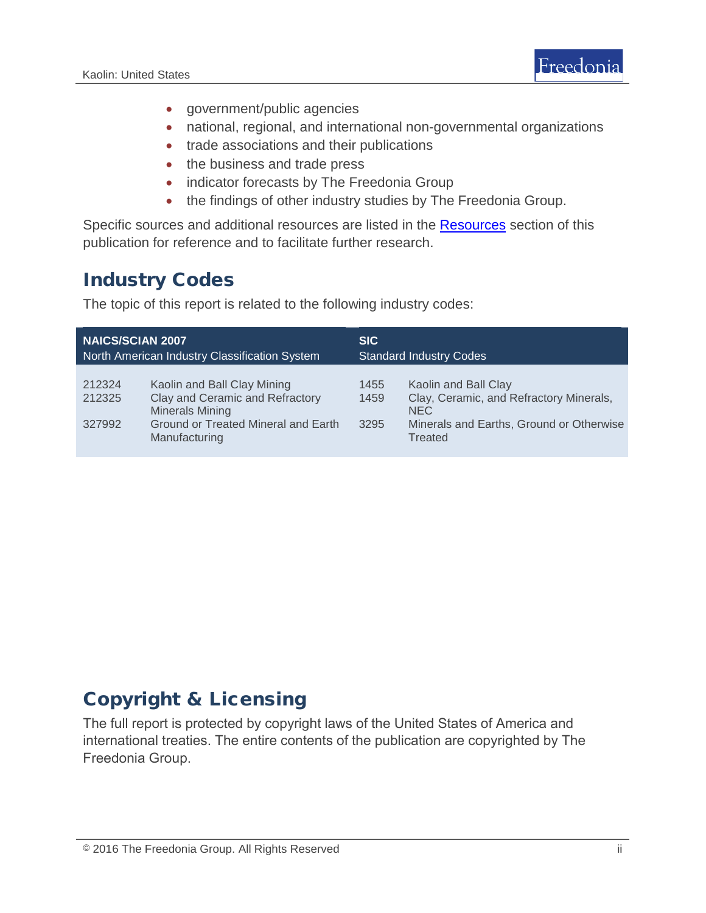- government/public agencies
- national, regional, and international non-governmental organizations
- trade associations and their publications
- the business and trade press
- indicator forecasts by The Freedonia Group
- the findings of other industry studies by The Freedonia Group.

Specific sources and additional resources are listed in the Resources section of this publication for reference and to facilitate further research.

## Industry Codes

The topic of this report is related to the following industry codes:

| NAICS/SCIAN 2007 North American Industry Classification System | | SIC Standard Industry Codes | |
|---|---|---|---|
| 212324 | Kaolin and Ball Clay Mining | 1455 | Kaolin and Ball Clay |
| 212325 | Clay and Ceramic and Refractory Minerals Mining | 1459 | Clay, Ceramic, and Refractory Minerals, NEC |
| 327992 | Ground or Treated Mineral and Earth Manufacturing | 3295 | Minerals and Earths, Ground or Otherwise Treated |

## Copyright & Licensing

The full report is protected by copyright laws of the United States of America and international treaties. The entire contents of the publication are copyrighted by The Freedonia Group.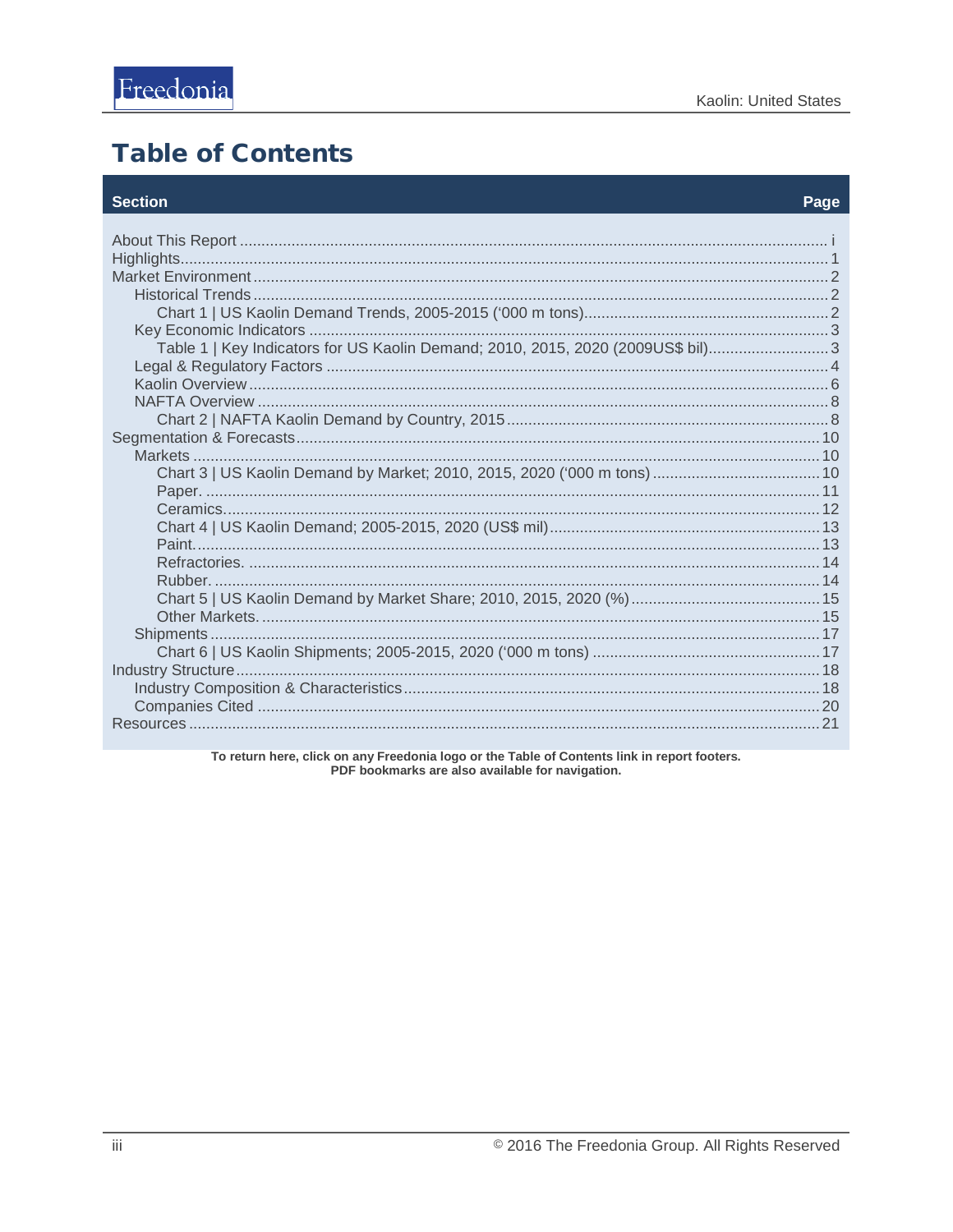# Table of Contents

| Section | Page |
|---|---|
| About This Report | i |
| Highlights | 1 |
| Market Environment | 2 |
| Historical Trends | 2 |
| Chart 1 \| US Kaolin Demand Trends, 2005-2015 ('000 m tons) | 2 |
| Key Economic Indicators | 3 |
| Table 1 \| Key Indicators for US Kaolin Demand; 2010, 2015, 2020 (2009US$ bil) | 3 |
| Legal & Regulatory Factors | 4 |
| Kaolin Overview | 6 |
| NAFTA Overview | 8 |
| Chart 2 \| NAFTA Kaolin Demand by Country, 2015 | 8 |
| Segmentation & Forecasts | 10 |
| Markets | 10 |
| Chart 3 \| US Kaolin Demand by Market; 2010, 2015, 2020 ('000 m tons) | 10 |
| Paper. | 11 |
| Ceramics. | 12 |
| Chart 4 \| US Kaolin Demand; 2005-2015, 2020 (US$ mil) | 13 |
| Paint. | 13 |
| Refractories. | 14 |
| Rubber. | 14 |
| Chart 5 \| US Kaolin Demand by Market Share; 2010, 2015, 2020 (%) | 15 |
| Other Markets. | 15 |
| Shipments | 17 |
| Chart 6 \| US Kaolin Shipments; 2005-2015, 2020 ('000 m tons) | 17 |
| Industry Structure | 18 |
| Industry Composition & Characteristics | 18 |
| Companies Cited | 20 |
| Resources | 21 |

**To return here, click on any Freedonia logo or the Table of Contents link in report footers.**
**PDF bookmarks are also available for navigation.**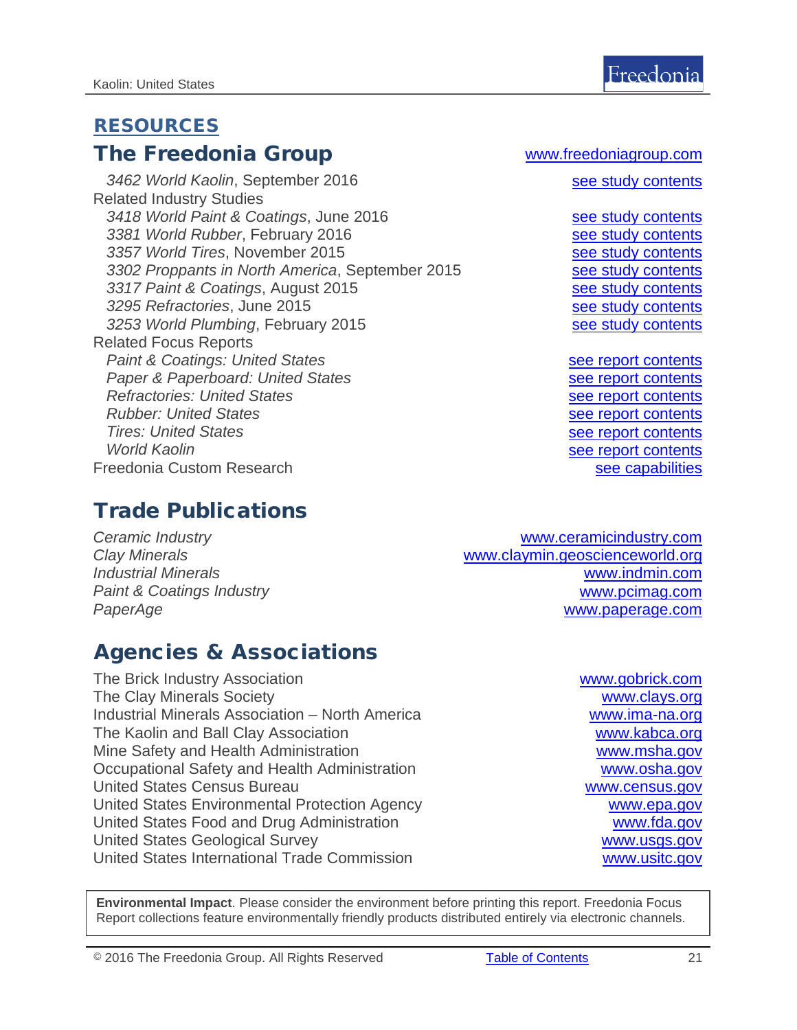## RESOURCES

## The Freedonia Group

www.freedoniagroup.com

*3462 World Kaolin*, September 2016 — see study contents

Related Industry Studies

- *3418 World Paint & Coatings*, June 2016 — see study contents
- *3381 World Rubber*, February 2016 — see study contents
- *3357 World Tires*, November 2015 — see study contents
- *3302 Proppants in North America*, September 2015 — see study contents
- *3317 Paint & Coatings*, August 2015 — see study contents
- *3295 Refractories*, June 2015 — see study contents
- *3253 World Plumbing*, February 2015 — see study contents

Related Focus Reports

- *Paint & Coatings: United States* — see report contents
- *Paper & Paperboard: United States* — see report contents
- *Refractories: United States* — see report contents
- *Rubber: United States* — see report contents
- *Tires: United States* — see report contents
- *World Kaolin* — see report contents

Freedonia Custom Research — see capabilities

## Trade Publications

| | |
|---|---|
| *Ceramic Industry* | www.ceramicindustry.com |
| *Clay Minerals* | www.claymin.geoscienceworld.org |
| *Industrial Minerals* | www.indmin.com |
| *Paint & Coatings Industry* | www.pcimag.com |
| *PaperAge* | www.paperage.com |

## Agencies & Associations

| | |
|---|---|
| The Brick Industry Association | www.gobrick.com |
| The Clay Minerals Society | www.clays.org |
| Industrial Minerals Association – North America | www.ima-na.org |
| The Kaolin and Ball Clay Association | www.kabca.org |
| Mine Safety and Health Administration | www.msha.gov |
| Occupational Safety and Health Administration | www.osha.gov |
| United States Census Bureau | www.census.gov |
| United States Environmental Protection Agency | www.epa.gov |
| United States Food and Drug Administration | www.fda.gov |
| United States Geological Survey | www.usgs.gov |
| United States International Trade Commission | www.usitc.gov |

**Environmental Impact**. Please consider the environment before printing this report. Freedonia Focus Report collections feature environmentally friendly products distributed entirely via electronic channels.